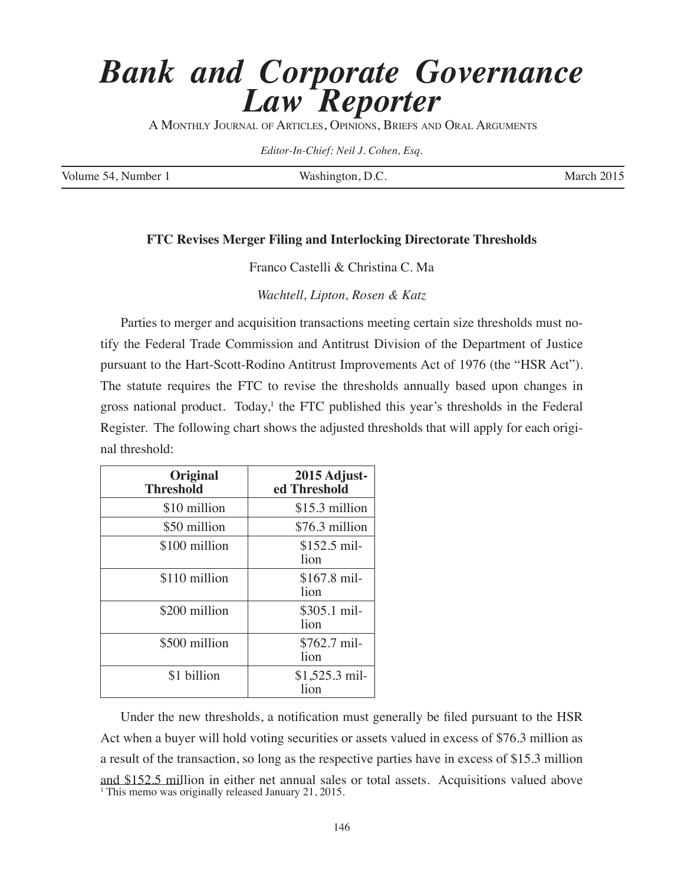# Bank and Corporate Governance Law Reporter

A Monthly Journal of Articles, Opinions, Briefs and Oral Arguments

*Editor-In-Chief: Neil J. Cohen, Esq.*

Volume 54, Number 1 | Washington, D.C. | March 2015

## FTC Revises Merger Filing and Interlocking Directorate Thresholds

Franco Castelli & Christina C. Ma

*Wachtell, Lipton, Rosen & Katz*

Parties to merger and acquisition transactions meeting certain size thresholds must notify the Federal Trade Commission and Antitrust Division of the Department of Justice pursuant to the Hart-Scott-Rodino Antitrust Improvements Act of 1976 (the "HSR Act"). The statute requires the FTC to revise the thresholds annually based upon changes in gross national product. Today,[1] the FTC published this year's thresholds in the Federal Register. The following chart shows the adjusted thresholds that will apply for each original threshold:

| Original Threshold | 2015 Adjusted Threshold |
|---|---|
| $10 million | $15.3 million |
| $50 million | $76.3 million |
| $100 million | $152.5 million |
| $110 million | $167.8 million |
| $200 million | $305.1 million |
| $500 million | $762.7 million |
| $1 billion | $1,525.3 million |

Under the new thresholds, a notification must generally be filed pursuant to the HSR Act when a buyer will hold voting securities or assets valued in excess of $76.3 million as a result of the transaction, so long as the respective parties have in excess of $15.3 million and $152.5 million in either net annual sales or total assets. Acquisitions valued above

[1] This memo was originally released January 21, 2015.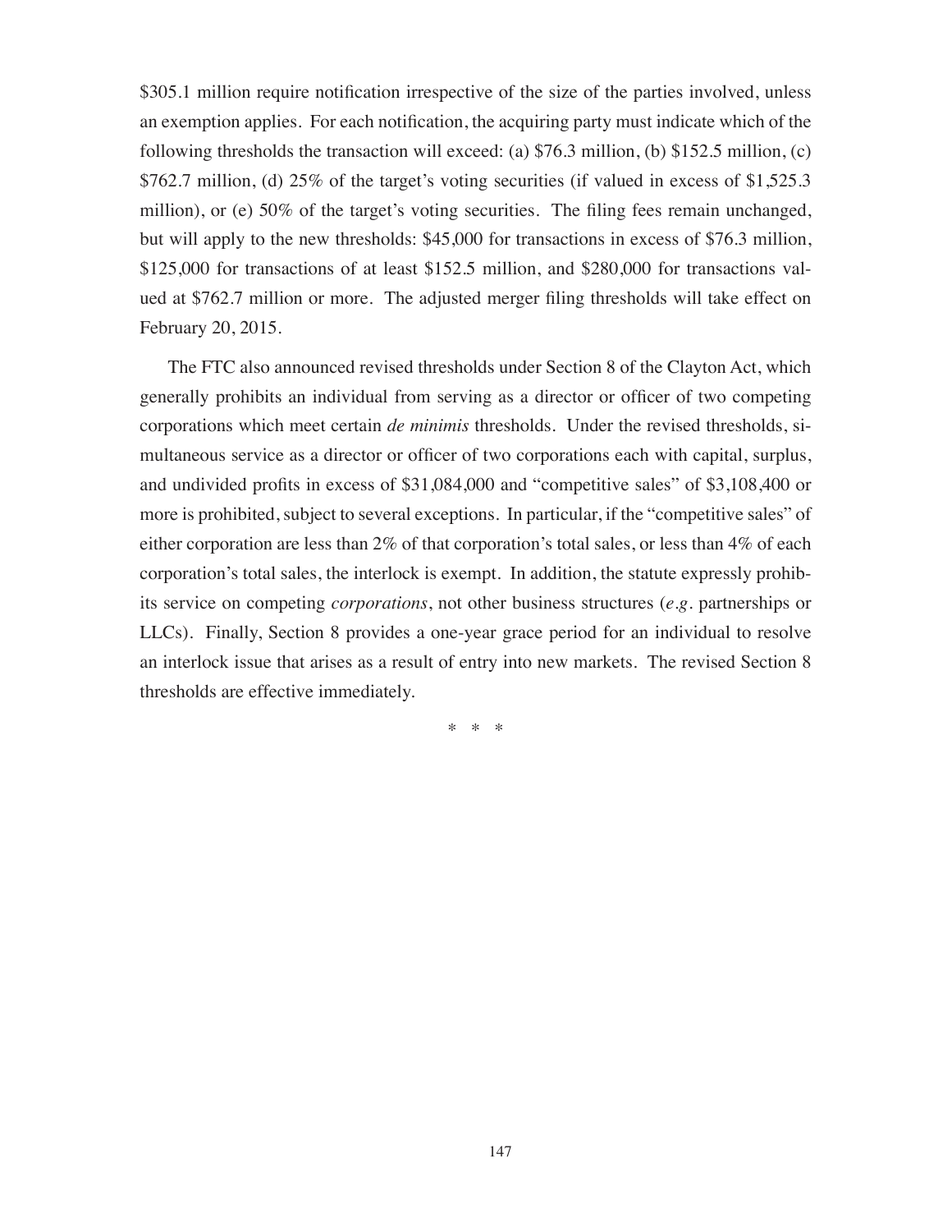$305.1 million require notification irrespective of the size of the parties involved, unless an exemption applies. For each notification, the acquiring party must indicate which of the following thresholds the transaction will exceed: (a) $76.3 million, (b) $152.5 million, (c) $762.7 million, (d) 25% of the target's voting securities (if valued in excess of $1,525.3 million), or (e) 50% of the target's voting securities. The filing fees remain unchanged, but will apply to the new thresholds: $45,000 for transactions in excess of $76.3 million, $125,000 for transactions of at least $152.5 million, and $280,000 for transactions valued at $762.7 million or more. The adjusted merger filing thresholds will take effect on February 20, 2015.

The FTC also announced revised thresholds under Section 8 of the Clayton Act, which generally prohibits an individual from serving as a director or officer of two competing corporations which meet certain *de minimis* thresholds. Under the revised thresholds, simultaneous service as a director or officer of two corporations each with capital, surplus, and undivided profits in excess of $31,084,000 and "competitive sales" of $3,108,400 or more is prohibited, subject to several exceptions. In particular, if the "competitive sales" of either corporation are less than 2% of that corporation's total sales, or less than 4% of each corporation's total sales, the interlock is exempt. In addition, the statute expressly prohibits service on competing *corporations*, not other business structures (*e.g.* partnerships or LLCs). Finally, Section 8 provides a one-year grace period for an individual to resolve an interlock issue that arises as a result of entry into new markets. The revised Section 8 thresholds are effective immediately.

\* \* \*